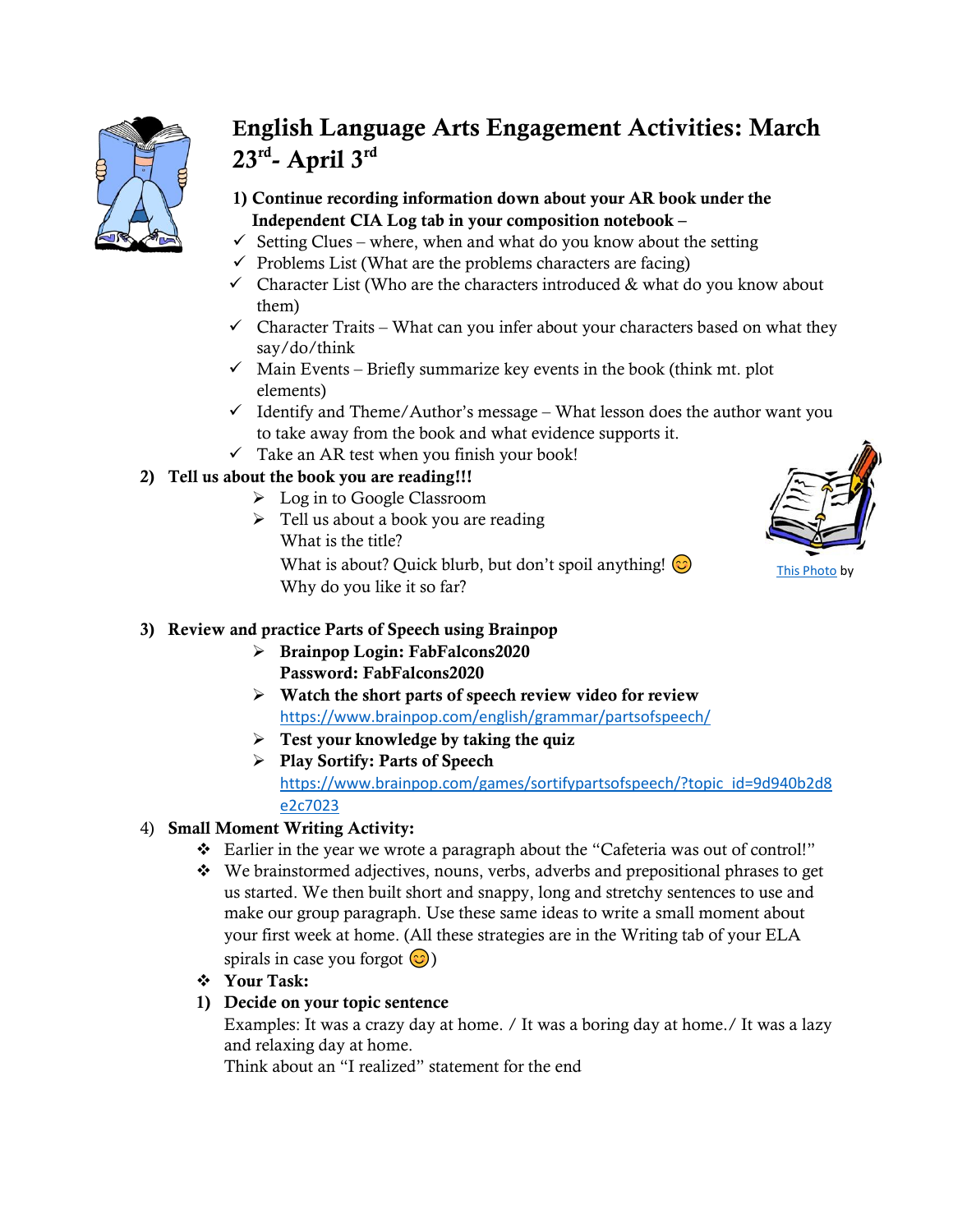# English Language Arts Engagement Activities: March 23rd- April 3rd

**1) Continue recording information down about your AR book under the Independent CIA Log tab in your composition notebook –**

- ✓ Setting Clues – where, when and what do you know about the setting
- ✓ Problems List (What are the problems characters are facing)
- ✓ Character List (Who are the characters introduced & what do you know about them)
- ✓ Character Traits – What can you infer about your characters based on what they say/do/think
- ✓ Main Events – Briefly summarize key events in the book (think mt. plot elements)
- ✓ Identify and Theme/Author's message – What lesson does the author want you to take away from the book and what evidence supports it.
- ✓ Take an AR test when you finish your book!

**2) Tell us about the book you are reading!!!**

- ➢ Log in to Google Classroom
- ➢ Tell us about a book you are reading
  What is the title?
  What is about? Quick blurb, but don't spoil anything! 😊
  Why do you like it so far?

This Photo by

**3) Review and practice Parts of Speech using Brainpop**

- ➢ **Brainpop Login: FabFalcons2020**
  **Password: FabFalcons2020**
- ➢ **Watch the short parts of speech review video for review**
  https://www.brainpop.com/english/grammar/partsofspeech/
- ➢ **Test your knowledge by taking the quiz**
- ➢ **Play Sortify: Parts of Speech**
  https://www.brainpop.com/games/sortifypartsofspeech/?topic_id=9d940b2d8e2c7023

4) **Small Moment Writing Activity:**

- ❖ Earlier in the year we wrote a paragraph about the "Cafeteria was out of control!"
- ❖ We brainstormed adjectives, nouns, verbs, adverbs and prepositional phrases to get us started. We then built short and snappy, long and stretchy sentences to use and make our group paragraph. Use these same ideas to write a small moment about your first week at home. (All these strategies are in the Writing tab of your ELA spirals in case you forgot 😊)
- ❖ **Your Task:**

**1) Decide on your topic sentence**

Examples: It was a crazy day at home. / It was a boring day at home./ It was a lazy and relaxing day at home.

Think about an "I realized" statement for the end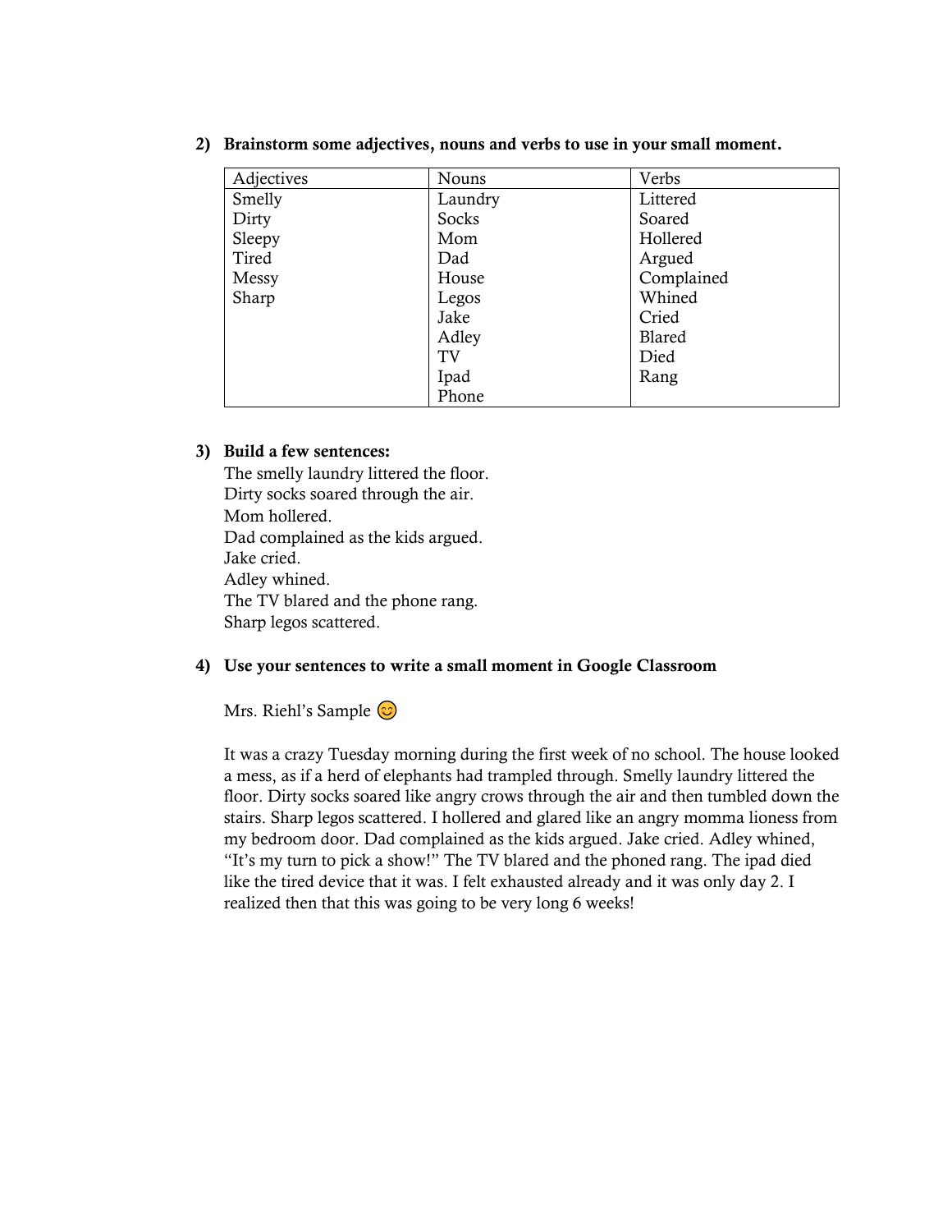**2) Brainstorm some adjectives, nouns and verbs to use in your small moment.**

| Adjectives | Nouns | Verbs |
|---|---|---|
| Smelly | Laundry | Littered |
| Dirty | Socks | Soared |
| Sleepy | Mom | Hollered |
| Tired | Dad | Argued |
| Messy | House | Complained |
| Sharp | Legos | Whined |
| | Jake | Cried |
| | Adley | Blared |
| | TV | Died |
| | Ipad | Rang |
| | Phone | |

**3) Build a few sentences:**

The smelly laundry littered the floor.
Dirty socks soared through the air.
Mom hollered.
Dad complained as the kids argued.
Jake cried.
Adley whined.
The TV blared and the phone rang.
Sharp legos scattered.

**4) Use your sentences to write a small moment in Google Classroom**

Mrs. Riehl's Sample 😊

It was a crazy Tuesday morning during the first week of no school. The house looked a mess, as if a herd of elephants had trampled through. Smelly laundry littered the floor. Dirty socks soared like angry crows through the air and then tumbled down the stairs. Sharp legos scattered. I hollered and glared like an angry momma lioness from my bedroom door. Dad complained as the kids argued. Jake cried. Adley whined, "It's my turn to pick a show!" The TV blared and the phoned rang. The ipad died like the tired device that it was. I felt exhausted already and it was only day 2. I realized then that this was going to be very long 6 weeks!